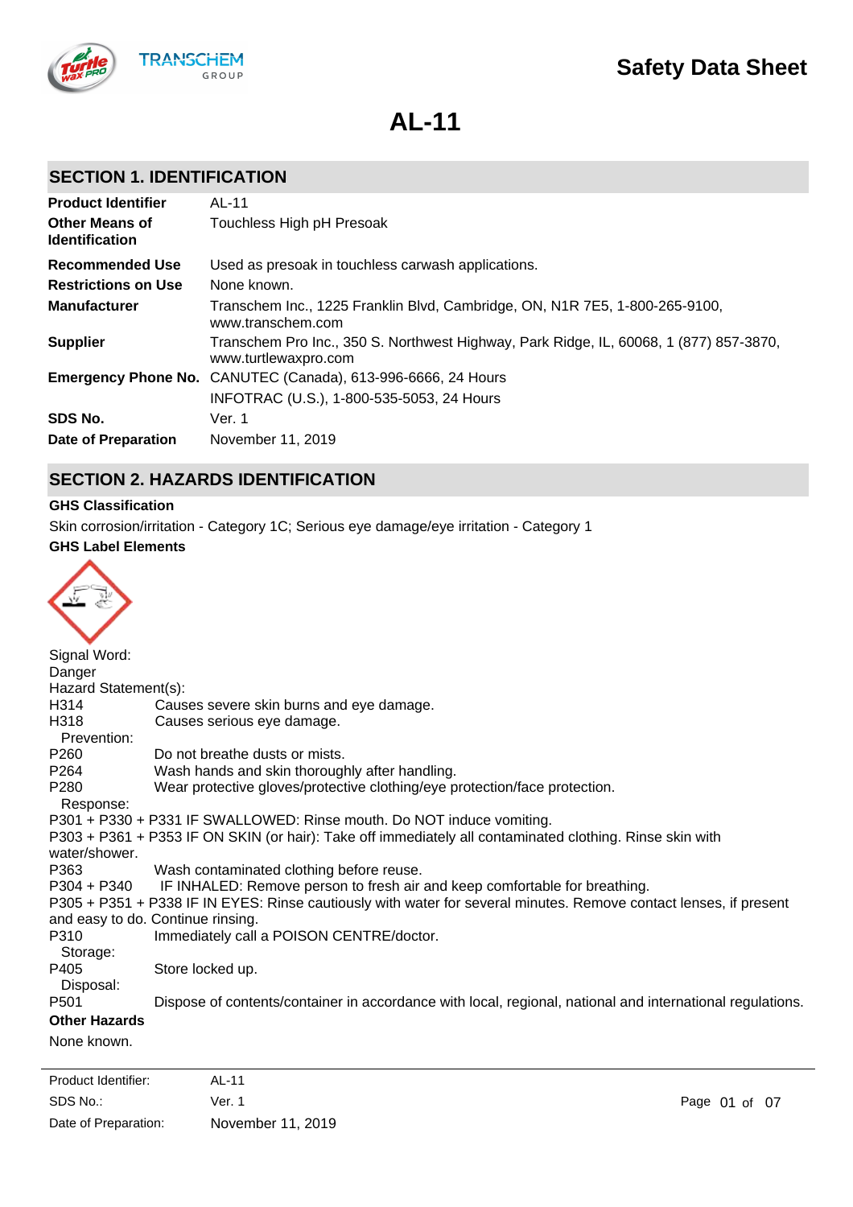# Safety Data Sheet

# AL-11

## SECTION 1. IDENTIFICATION

| | |
|---|---|
| **Product Identifier** | AL-11 |
| **Other Means of Identification** | Touchless High pH Presoak |
| **Recommended Use** | Used as presoak in touchless carwash applications. |
| **Restrictions on Use** | None known. |
| **Manufacturer** | Transchem Inc., 1225 Franklin Blvd, Cambridge, ON, N1R 7E5, 1-800-265-9100, www.transchem.com |
| **Supplier** | Transchem Pro Inc., 350 S. Northwest Highway, Park Ridge, IL, 60068, 1 (877) 857-3870, www.turtlewaxpro.com |
| **Emergency Phone No.** | CANUTEC (Canada), 613-996-6666, 24 Hours |
| | INFOTRAC (U.S.), 1-800-535-5053, 24 Hours |
| **SDS No.** | Ver. 1 |
| **Date of Preparation** | November 11, 2019 |

## SECTION 2. HAZARDS IDENTIFICATION

**GHS Classification**

Skin corrosion/irritation - Category 1C; Serious eye damage/eye irritation - Category 1

**GHS Label Elements**

Signal Word:
Danger

Hazard Statement(s):

H314 Causes severe skin burns and eye damage.
H318 Causes serious eye damage.

Prevention:

P260 Do not breathe dusts or mists.
P264 Wash hands and skin thoroughly after handling.
P280 Wear protective gloves/protective clothing/eye protection/face protection.

Response:

P301 + P330 + P331 IF SWALLOWED: Rinse mouth. Do NOT induce vomiting.
P303 + P361 + P353 IF ON SKIN (or hair): Take off immediately all contaminated clothing. Rinse skin with water/shower.
P363 Wash contaminated clothing before reuse.
P304 + P340 IF INHALED: Remove person to fresh air and keep comfortable for breathing.
P305 + P351 + P338 IF IN EYES: Rinse cautiously with water for several minutes. Remove contact lenses, if present and easy to do. Continue rinsing.
P310 Immediately call a POISON CENTRE/doctor.

Storage:

P405 Store locked up.

Disposal:

P501 Dispose of contents/container in accordance with local, regional, national and international regulations.

**Other Hazards**

None known.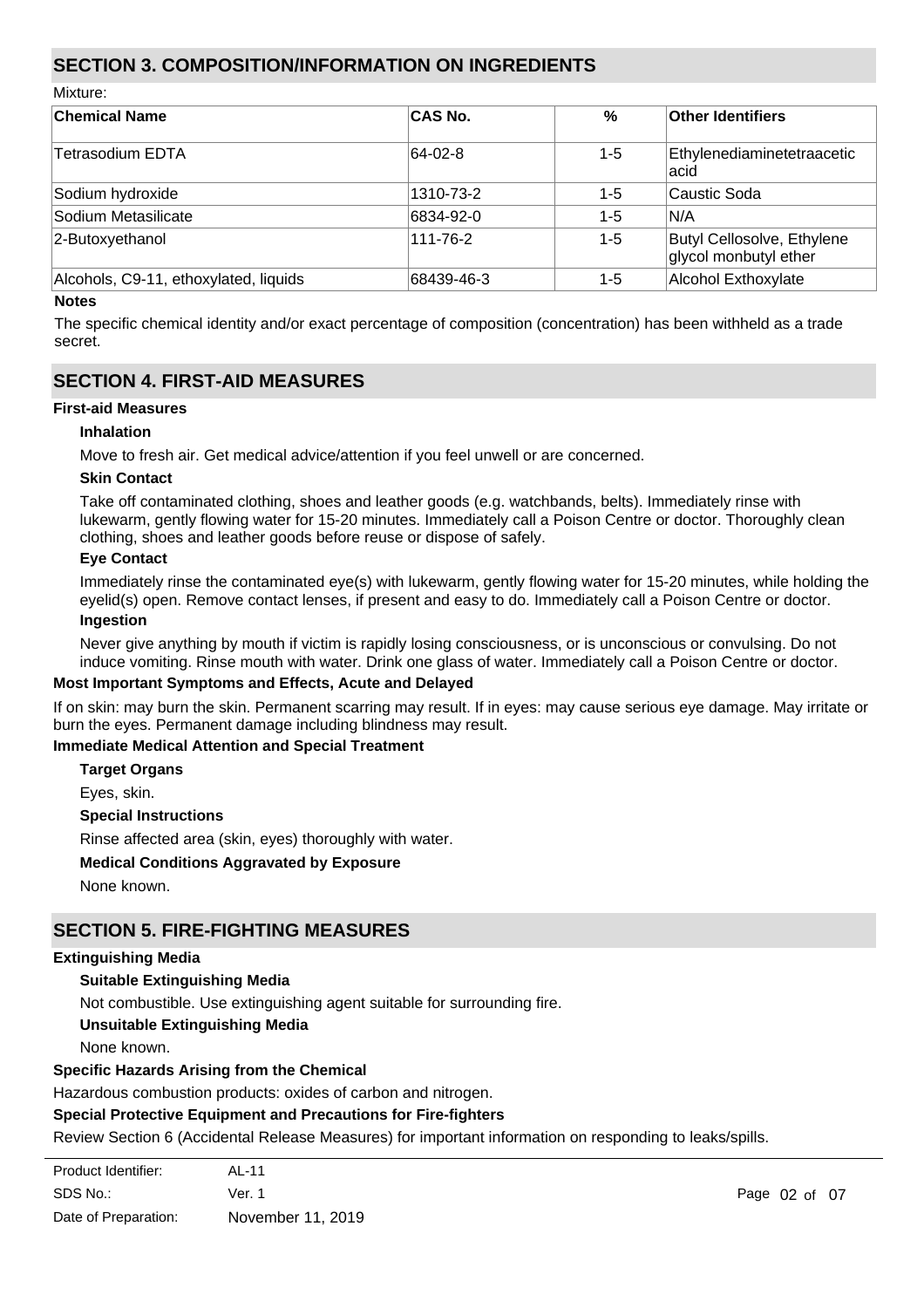## SECTION 3. COMPOSITION/INFORMATION ON INGREDIENTS

Mixture:

| Chemical Name | CAS No. | % | Other Identifiers |
|---|---|---|---|
| Tetrasodium EDTA | 64-02-8 | 1-5 | Ethylenediaminetetraacetic acid |
| Sodium hydroxide | 1310-73-2 | 1-5 | Caustic Soda |
| Sodium Metasilicate | 6834-92-0 | 1-5 | N/A |
| 2-Butoxyethanol | 111-76-2 | 1-5 | Butyl Cellosolve, Ethylene glycol monbutyl ether |
| Alcohols, C9-11, ethoxylated, liquids | 68439-46-3 | 1-5 | Alcohol Exthoxylate |

**Notes**

The specific chemical identity and/or exact percentage of composition (concentration) has been withheld as a trade secret.

## SECTION 4. FIRST-AID MEASURES

**First-aid Measures**

**Inhalation**

Move to fresh air. Get medical advice/attention if you feel unwell or are concerned.

**Skin Contact**

Take off contaminated clothing, shoes and leather goods (e.g. watchbands, belts). Immediately rinse with lukewarm, gently flowing water for 15-20 minutes. Immediately call a Poison Centre or doctor. Thoroughly clean clothing, shoes and leather goods before reuse or dispose of safely.

**Eye Contact**

Immediately rinse the contaminated eye(s) with lukewarm, gently flowing water for 15-20 minutes, while holding the eyelid(s) open. Remove contact lenses, if present and easy to do. Immediately call a Poison Centre or doctor.

**Ingestion**

Never give anything by mouth if victim is rapidly losing consciousness, or is unconscious or convulsing. Do not induce vomiting. Rinse mouth with water. Drink one glass of water. Immediately call a Poison Centre or doctor.

**Most Important Symptoms and Effects, Acute and Delayed**

If on skin: may burn the skin. Permanent scarring may result. If in eyes: may cause serious eye damage. May irritate or burn the eyes. Permanent damage including blindness may result.

**Immediate Medical Attention and Special Treatment**

**Target Organs**

Eyes, skin.

**Special Instructions**

Rinse affected area (skin, eyes) thoroughly with water.

**Medical Conditions Aggravated by Exposure**

None known.

## SECTION 5. FIRE-FIGHTING MEASURES

**Extinguishing Media**

**Suitable Extinguishing Media**

Not combustible. Use extinguishing agent suitable for surrounding fire.

**Unsuitable Extinguishing Media**

None known.

**Specific Hazards Arising from the Chemical**

Hazardous combustion products: oxides of carbon and nitrogen.

**Special Protective Equipment and Precautions for Fire-fighters**

Review Section 6 (Accidental Release Measures) for important information on responding to leaks/spills.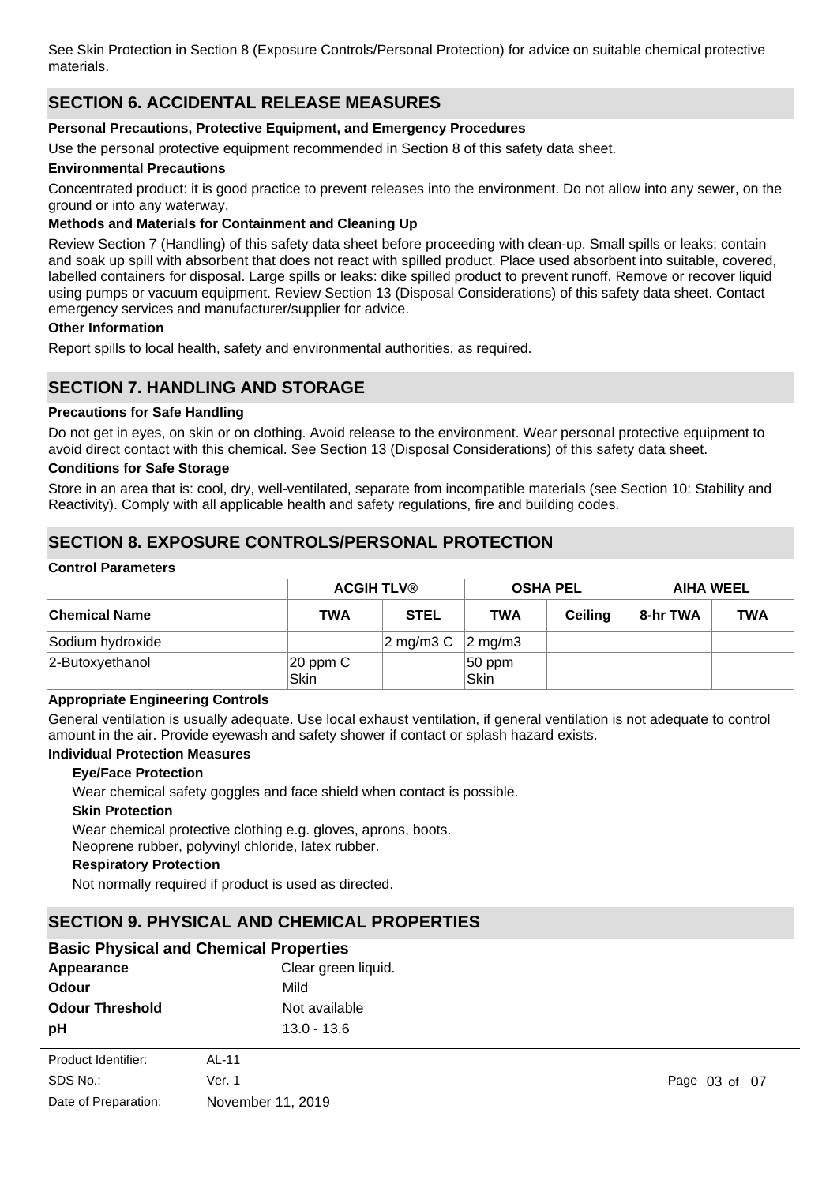See Skin Protection in Section 8 (Exposure Controls/Personal Protection) for advice on suitable chemical protective materials.

## SECTION 6. ACCIDENTAL RELEASE MEASURES

**Personal Precautions, Protective Equipment, and Emergency Procedures**

Use the personal protective equipment recommended in Section 8 of this safety data sheet.

**Environmental Precautions**

Concentrated product: it is good practice to prevent releases into the environment. Do not allow into any sewer, on the ground or into any waterway.

**Methods and Materials for Containment and Cleaning Up**

Review Section 7 (Handling) of this safety data sheet before proceeding with clean-up. Small spills or leaks: contain and soak up spill with absorbent that does not react with spilled product. Place used absorbent into suitable, covered, labelled containers for disposal. Large spills or leaks: dike spilled product to prevent runoff. Remove or recover liquid using pumps or vacuum equipment. Review Section 13 (Disposal Considerations) of this safety data sheet. Contact emergency services and manufacturer/supplier for advice.

**Other Information**

Report spills to local health, safety and environmental authorities, as required.

## SECTION 7. HANDLING AND STORAGE

**Precautions for Safe Handling**

Do not get in eyes, on skin or on clothing. Avoid release to the environment. Wear personal protective equipment to avoid direct contact with this chemical. See Section 13 (Disposal Considerations) of this safety data sheet.

**Conditions for Safe Storage**

Store in an area that is: cool, dry, well-ventilated, separate from incompatible materials (see Section 10: Stability and Reactivity). Comply with all applicable health and safety regulations, fire and building codes.

## SECTION 8. EXPOSURE CONTROLS/PERSONAL PROTECTION

**Control Parameters**

| | ACGIH TLV® | | OSHA PEL | | AIHA WEEL | |
|---|---|---|---|---|---|---|
| **Chemical Name** | **TWA** | **STEL** | **TWA** | **Ceiling** | **8-hr TWA** | **TWA** |
| Sodium hydroxide | | 2 mg/m3 C | 2 mg/m3 | | | |
| 2-Butoxyethanol | 20 ppm C Skin | | 50 ppm Skin | | | |

**Appropriate Engineering Controls**

General ventilation is usually adequate. Use local exhaust ventilation, if general ventilation is not adequate to control amount in the air. Provide eyewash and safety shower if contact or splash hazard exists.

**Individual Protection Measures**

**Eye/Face Protection**

Wear chemical safety goggles and face shield when contact is possible.

**Skin Protection**

Wear chemical protective clothing e.g. gloves, aprons, boots.
Neoprene rubber, polyvinyl chloride, latex rubber.

**Respiratory Protection**

Not normally required if product is used as directed.

## SECTION 9. PHYSICAL AND CHEMICAL PROPERTIES

### Basic Physical and Chemical Properties

**Appearance** Clear green liquid.

**Odour** Mild

**Odour Threshold** Not available

**pH** 13.0 - 13.6

Product Identifier: AL-11
SDS No.: Ver. 1
Date of Preparation: November 11, 2019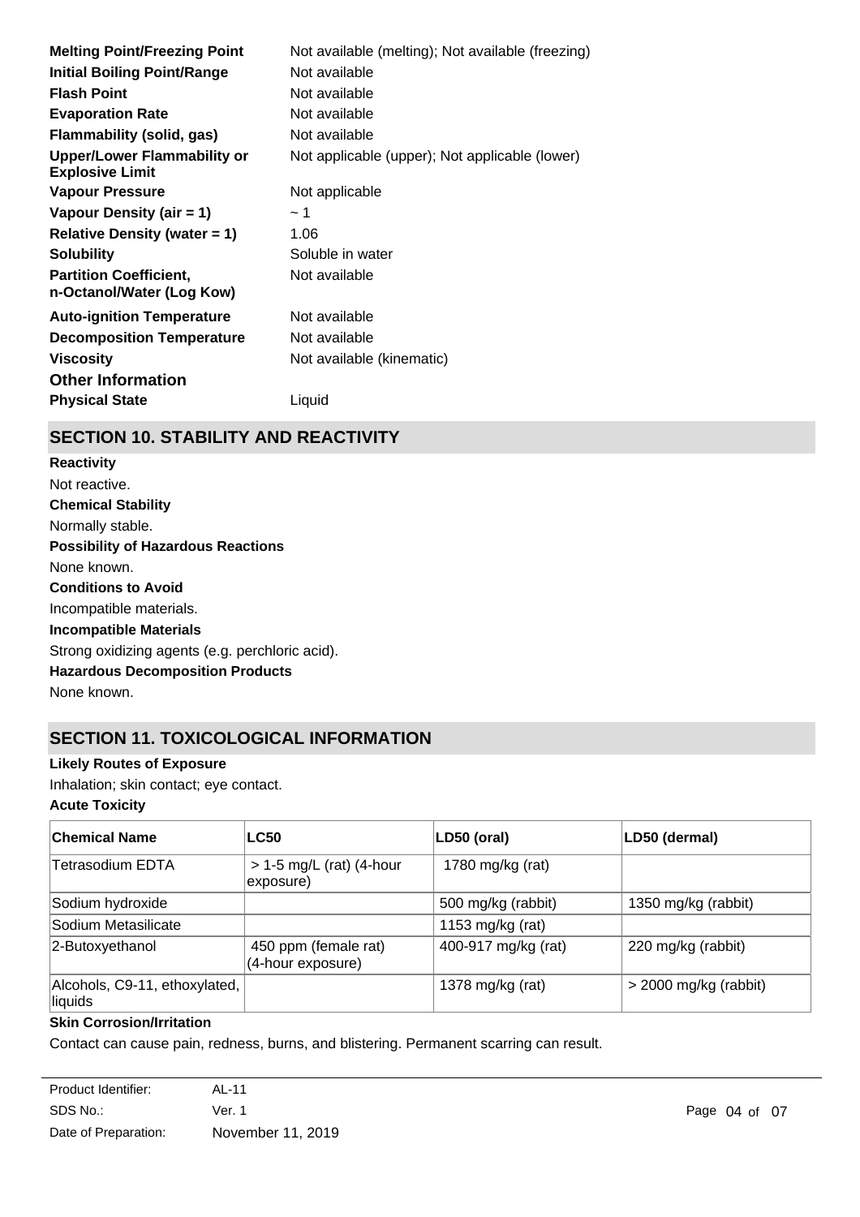| | |
|---|---|
| **Melting Point/Freezing Point** | Not available (melting); Not available (freezing) |
| **Initial Boiling Point/Range** | Not available |
| **Flash Point** | Not available |
| **Evaporation Rate** | Not available |
| **Flammability (solid, gas)** | Not available |
| **Upper/Lower Flammability or Explosive Limit** | Not applicable (upper); Not applicable (lower) |
| **Vapour Pressure** | Not applicable |
| **Vapour Density (air = 1)** | ~ 1 |
| **Relative Density (water = 1)** | 1.06 |
| **Solubility** | Soluble in water |
| **Partition Coefficient, n-Octanol/Water (Log Kow)** | Not available |
| **Auto-ignition Temperature** | Not available |
| **Decomposition Temperature** | Not available |
| **Viscosity** | Not available (kinematic) |

**Other Information**

| | |
|---|---|
| **Physical State** | Liquid |

## SECTION 10. STABILITY AND REACTIVITY

**Reactivity**

Not reactive.

**Chemical Stability**

Normally stable.

**Possibility of Hazardous Reactions**

None known.

**Conditions to Avoid**

Incompatible materials.

**Incompatible Materials**

Strong oxidizing agents (e.g. perchloric acid).

**Hazardous Decomposition Products**

None known.

## SECTION 11. TOXICOLOGICAL INFORMATION

**Likely Routes of Exposure**

Inhalation; skin contact; eye contact.

**Acute Toxicity**

| Chemical Name | LC50 | LD50 (oral) | LD50 (dermal) |
|---|---|---|---|
| Tetrasodium EDTA | > 1-5 mg/L (rat) (4-hour exposure) | 1780 mg/kg (rat) | |
| Sodium hydroxide | | 500 mg/kg (rabbit) | 1350 mg/kg (rabbit) |
| Sodium Metasilicate | | 1153 mg/kg (rat) | |
| 2-Butoxyethanol | 450 ppm (female rat) (4-hour exposure) | 400-917 mg/kg (rat) | 220 mg/kg (rabbit) |
| Alcohols, C9-11, ethoxylated, liquids | | 1378 mg/kg (rat) | > 2000 mg/kg (rabbit) |

**Skin Corrosion/Irritation**

Contact can cause pain, redness, burns, and blistering. Permanent scarring can result.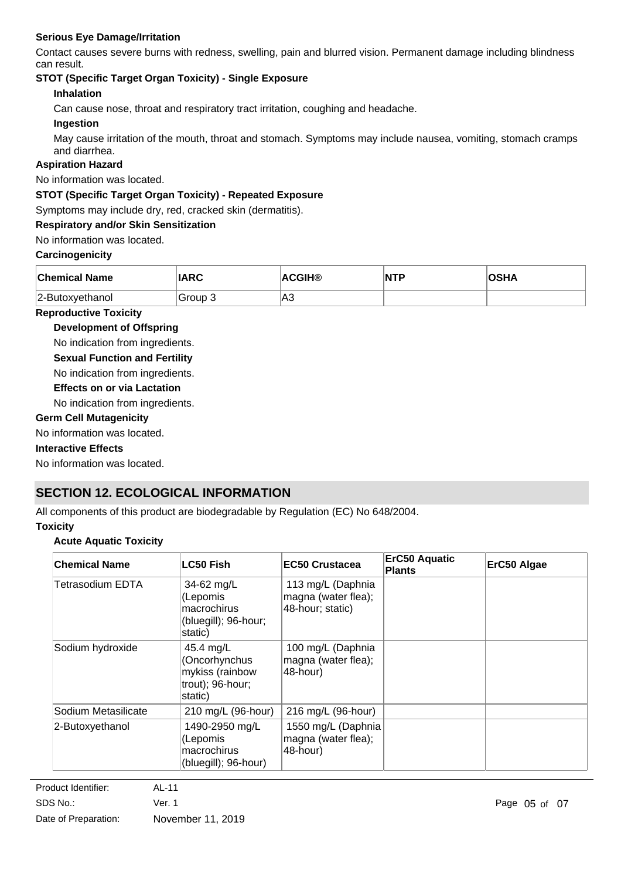**Serious Eye Damage/Irritation**

Contact causes severe burns with redness, swelling, pain and blurred vision. Permanent damage including blindness can result.

**STOT (Specific Target Organ Toxicity) - Single Exposure**

**Inhalation**

Can cause nose, throat and respiratory tract irritation, coughing and headache.

**Ingestion**

May cause irritation of the mouth, throat and stomach. Symptoms may include nausea, vomiting, stomach cramps and diarrhea.

**Aspiration Hazard**

No information was located.

**STOT (Specific Target Organ Toxicity) - Repeated Exposure**

Symptoms may include dry, red, cracked skin (dermatitis).

**Respiratory and/or Skin Sensitization**

No information was located.

**Carcinogenicity**

| Chemical Name | IARC | ACGIH® | NTP | OSHA |
|---|---|---|---|---|
| 2-Butoxyethanol | Group 3 | A3 | | |

**Reproductive Toxicity**

**Development of Offspring**

No indication from ingredients.

**Sexual Function and Fertility**

No indication from ingredients.

**Effects on or via Lactation**

No indication from ingredients.

**Germ Cell Mutagenicity**

No information was located.

**Interactive Effects**

No information was located.

## SECTION 12. ECOLOGICAL INFORMATION

All components of this product are biodegradable by Regulation (EC) No 648/2004.

**Toxicity**

**Acute Aquatic Toxicity**

| Chemical Name | LC50 Fish | EC50 Crustacea | ErC50 Aquatic Plants | ErC50 Algae |
|---|---|---|---|---|
| Tetrasodium EDTA | 34-62 mg/L (Lepomis macrochirus (bluegill); 96-hour; static) | 113 mg/L (Daphnia magna (water flea); 48-hour; static) | | |
| Sodium hydroxide | 45.4 mg/L (Oncorhynchus mykiss (rainbow trout); 96-hour; static) | 100 mg/L (Daphnia magna (water flea); 48-hour) | | |
| Sodium Metasilicate | 210 mg/L (96-hour) | 216 mg/L (96-hour) | | |
| 2-Butoxyethanol | 1490-2950 mg/L (Lepomis macrochirus (bluegill); 96-hour) | 1550 mg/L (Daphnia magna (water flea); 48-hour) | | |

Product Identifier: AL-11
SDS No.: Ver. 1
Date of Preparation: November 11, 2019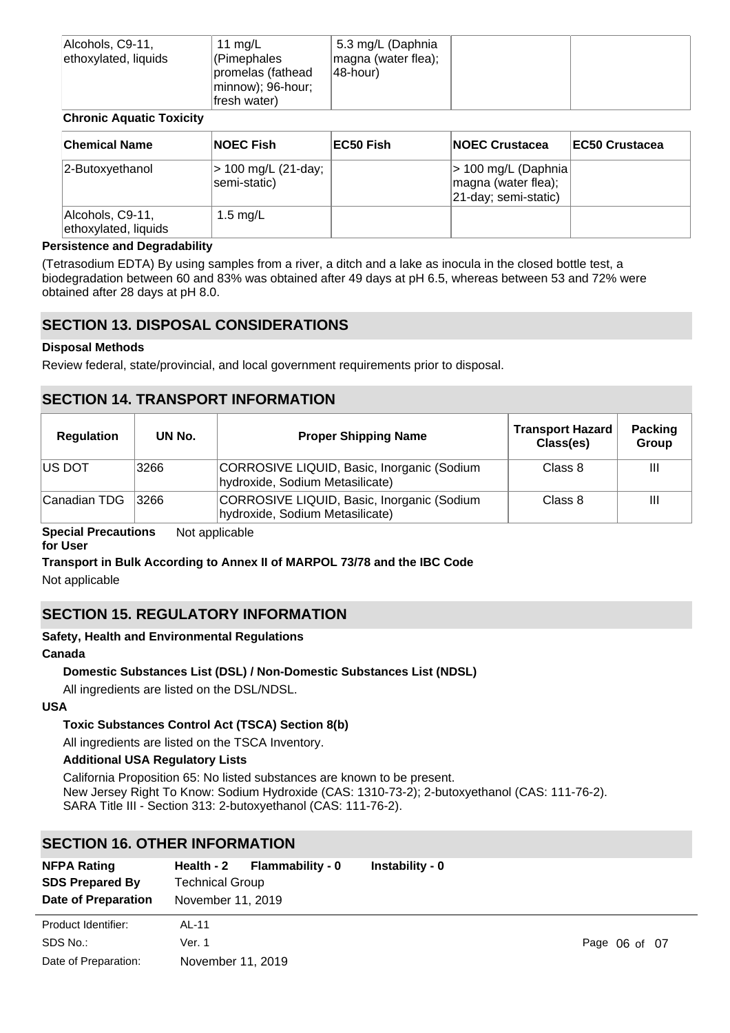| Alcohols, C9-11, ethoxylated, liquids | 11 mg/L (Pimephales promelas (fathead minnow); 96-hour; fresh water) | 5.3 mg/L (Daphnia magna (water flea); 48-hour) | | |
|---|---|---|---|---|

**Chronic Aquatic Toxicity**

| Chemical Name | NOEC Fish | EC50 Fish | NOEC Crustacea | EC50 Crustacea |
|---|---|---|---|---|
| 2-Butoxyethanol | > 100 mg/L (21-day; semi-static) | | > 100 mg/L (Daphnia magna (water flea); 21-day; semi-static) | |
| Alcohols, C9-11, ethoxylated, liquids | 1.5 mg/L | | | |

**Persistence and Degradability**

(Tetrasodium EDTA) By using samples from a river, a ditch and a lake as inocula in the closed bottle test, a biodegradation between 60 and 83% was obtained after 49 days at pH 6.5, whereas between 53 and 72% were obtained after 28 days at pH 8.0.

## SECTION 13. DISPOSAL CONSIDERATIONS

**Disposal Methods**

Review federal, state/provincial, and local government requirements prior to disposal.

## SECTION 14. TRANSPORT INFORMATION

| Regulation | UN No. | Proper Shipping Name | Transport Hazard Class(es) | Packing Group |
|---|---|---|---|---|
| US DOT | 3266 | CORROSIVE LIQUID, Basic, Inorganic (Sodium hydroxide, Sodium Metasilicate) | Class 8 | III |
| Canadian TDG | 3266 | CORROSIVE LIQUID, Basic, Inorganic (Sodium hydroxide, Sodium Metasilicate) | Class 8 | III |

**Special Precautions for User** Not applicable

**Transport in Bulk According to Annex II of MARPOL 73/78 and the IBC Code**

Not applicable

## SECTION 15. REGULATORY INFORMATION

**Safety, Health and Environmental Regulations**

**Canada**

**Domestic Substances List (DSL) / Non-Domestic Substances List (NDSL)**

All ingredients are listed on the DSL/NDSL.

**USA**

**Toxic Substances Control Act (TSCA) Section 8(b)**

All ingredients are listed on the TSCA Inventory.

**Additional USA Regulatory Lists**

California Proposition 65: No listed substances are known to be present.
New Jersey Right To Know: Sodium Hydroxide (CAS: 1310-73-2); 2-butoxyethanol (CAS: 111-76-2).
SARA Title III - Section 313: 2-butoxyethanol (CAS: 111-76-2).

## SECTION 16. OTHER INFORMATION

**NFPA Rating** **Health - 2** **Flammability - 0** **Instability - 0**

**SDS Prepared By** Technical Group

**Date of Preparation** November 11, 2019

Product Identifier: AL-11
SDS No.: Ver. 1
Date of Preparation: November 11, 2019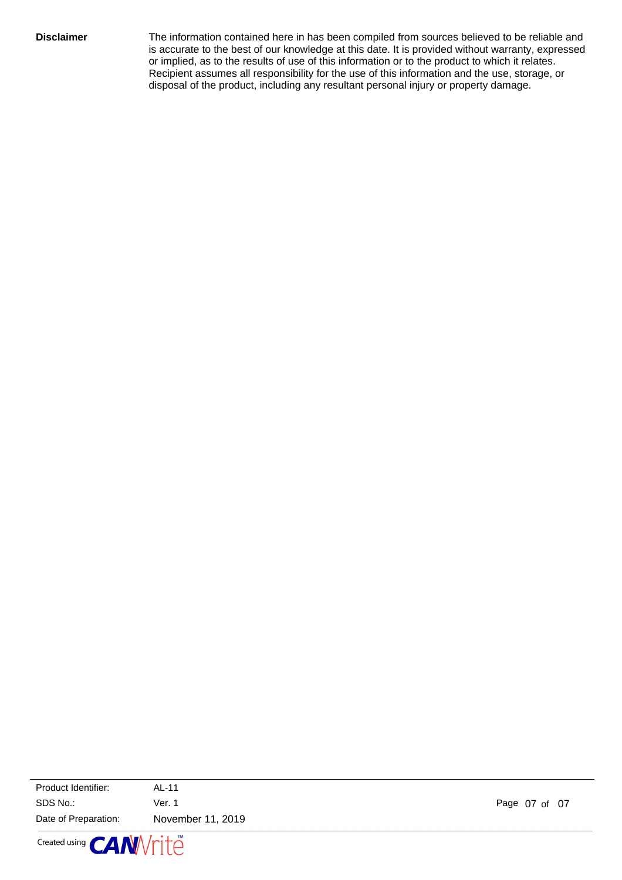**Disclaimer**

The information contained here in has been compiled from sources believed to be reliable and is accurate to the best of our knowledge at this date. It is provided without warranty, expressed or implied, as to the results of use of this information or to the product to which it relates. Recipient assumes all responsibility for the use of this information and the use, storage, or disposal of the product, including any resultant personal injury or property damage.